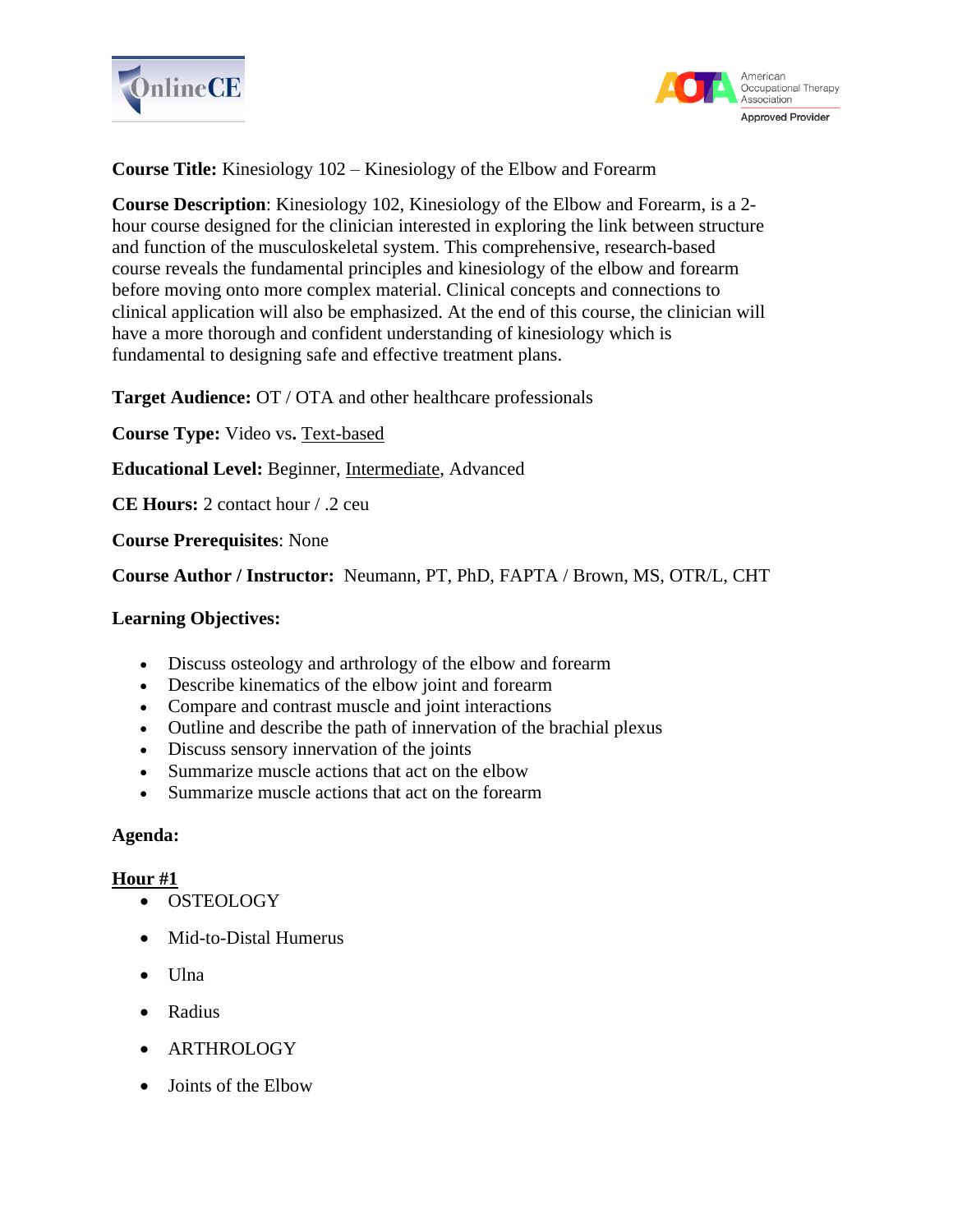**Course Title:** Kinesiology 102 – Kinesiology of the Elbow and Forearm

**Course Description**: Kinesiology 102, Kinesiology of the Elbow and Forearm, is a 2-hour course designed for the clinician interested in exploring the link between structure and function of the musculoskeletal system. This comprehensive, research-based course reveals the fundamental principles and kinesiology of the elbow and forearm before moving onto more complex material. Clinical concepts and connections to clinical application will also be emphasized. At the end of this course, the clinician will have a more thorough and confident understanding of kinesiology which is fundamental to designing safe and effective treatment plans.

**Target Audience:** OT / OTA and other healthcare professionals

**Course Type:** Video vs**.** <u>Text-based</u>

**Educational Level:** Beginner, <u>Intermediate</u>, Advanced

**CE Hours:** 2 contact hour / .2 ceu

**Course Prerequisites**: None

**Course Author / Instructor:** Neumann, PT, PhD, FAPTA / Brown, MS, OTR/L, CHT

**Learning Objectives:**

- Discuss osteology and arthrology of the elbow and forearm
- Describe kinematics of the elbow joint and forearm
- Compare and contrast muscle and joint interactions
- Outline and describe the path of innervation of the brachial plexus
- Discuss sensory innervation of the joints
- Summarize muscle actions that act on the elbow
- Summarize muscle actions that act on the forearm

**Agenda:**

**<u>Hour #1</u>**

- OSTEOLOGY
- Mid-to-Distal Humerus
- Ulna
- Radius
- ARTHROLOGY
- Joints of the Elbow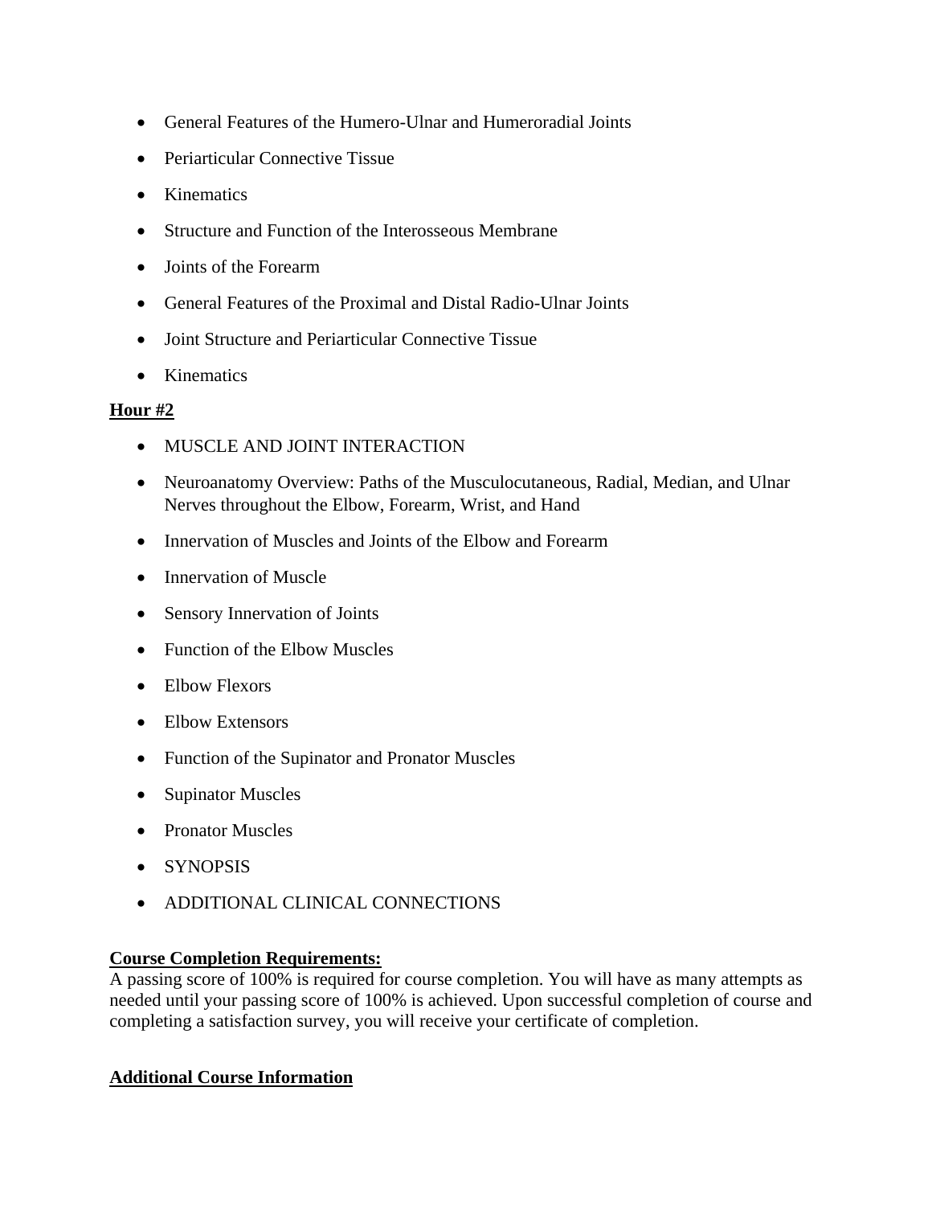- General Features of the Humero-Ulnar and Humeroradial Joints
- Periarticular Connective Tissue
- Kinematics
- Structure and Function of the Interosseous Membrane
- Joints of the Forearm
- General Features of the Proximal and Distal Radio-Ulnar Joints
- Joint Structure and Periarticular Connective Tissue
- Kinematics

**Hour #2**

- MUSCLE AND JOINT INTERACTION
- Neuroanatomy Overview: Paths of the Musculocutaneous, Radial, Median, and Ulnar Nerves throughout the Elbow, Forearm, Wrist, and Hand
- Innervation of Muscles and Joints of the Elbow and Forearm
- Innervation of Muscle
- Sensory Innervation of Joints
- Function of the Elbow Muscles
- Elbow Flexors
- Elbow Extensors
- Function of the Supinator and Pronator Muscles
- Supinator Muscles
- Pronator Muscles
- SYNOPSIS
- ADDITIONAL CLINICAL CONNECTIONS

**Course Completion Requirements:**

A passing score of 100% is required for course completion. You will have as many attempts as needed until your passing score of 100% is achieved. Upon successful completion of course and completing a satisfaction survey, you will receive your certificate of completion.

**Additional Course Information**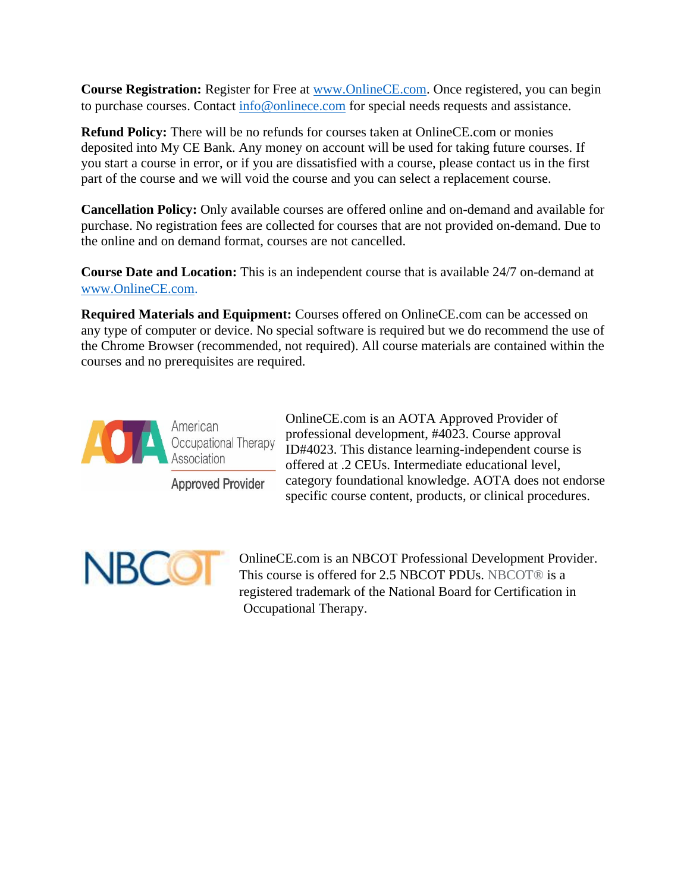**Course Registration:** Register for Free at www.OnlineCE.com. Once registered, you can begin to purchase courses. Contact info@onlinece.com for special needs requests and assistance.

**Refund Policy:** There will be no refunds for courses taken at OnlineCE.com or monies deposited into My CE Bank. Any money on account will be used for taking future courses. If you start a course in error, or if you are dissatisfied with a course, please contact us in the first part of the course and we will void the course and you can select a replacement course.

**Cancellation Policy:** Only available courses are offered online and on-demand and available for purchase. No registration fees are collected for courses that are not provided on-demand. Due to the online and on demand format, courses are not cancelled.

**Course Date and Location:** This is an independent course that is available 24/7 on-demand at www.OnlineCE.com.

**Required Materials and Equipment:** Courses offered on OnlineCE.com can be accessed on any type of computer or device. No special software is required but we do recommend the use of the Chrome Browser (recommended, not required). All course materials are contained within the courses and no prerequisites are required.

AOTA American Occupational Therapy Association Approved Provider

OnlineCE.com is an AOTA Approved Provider of professional development, #4023. Course approval ID#4023. This distance learning-independent course is offered at .2 CEUs. Intermediate educational level, category foundational knowledge. AOTA does not endorse specific course content, products, or clinical procedures.

NBCOT

OnlineCE.com is an NBCOT Professional Development Provider. This course is offered for 2.5 NBCOT PDUs. NBCOT® is a registered trademark of the National Board for Certification in Occupational Therapy.